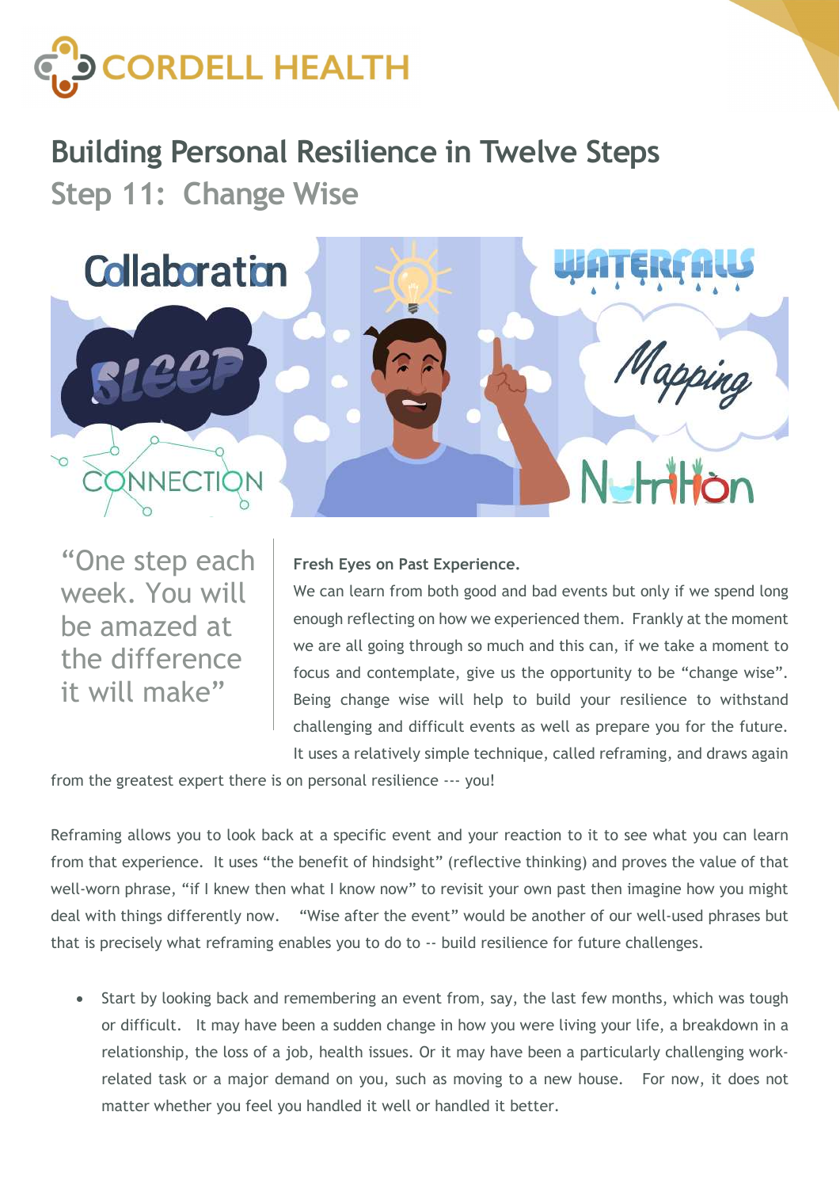# CORDELL HEALTH

## Building Personal Resilience in Twelve Steps

### Step 11: Change Wise

> "One step each week. You will be amazed at the difference it will make"

**Fresh Eyes on Past Experience.**

We can learn from both good and bad events but only if we spend long enough reflecting on how we experienced them. Frankly at the moment we are all going through so much and this can, if we take a moment to focus and contemplate, give us the opportunity to be "change wise". Being change wise will help to build your resilience to withstand challenging and difficult events as well as prepare you for the future. It uses a relatively simple technique, called reframing, and draws again from the greatest expert there is on personal resilience --- you!

Reframing allows you to look back at a specific event and your reaction to it to see what you can learn from that experience. It uses "the benefit of hindsight" (reflective thinking) and proves the value of that well-worn phrase, "if I knew then what I know now" to revisit your own past then imagine how you might deal with things differently now. "Wise after the event" would be another of our well-used phrases but that is precisely what reframing enables you to do to -- build resilience for future challenges.

- Start by looking back and remembering an event from, say, the last few months, which was tough or difficult. It may have been a sudden change in how you were living your life, a breakdown in a relationship, the loss of a job, health issues. Or it may have been a particularly challenging work-related task or a major demand on you, such as moving to a new house. For now, it does not matter whether you feel you handled it well or handled it better.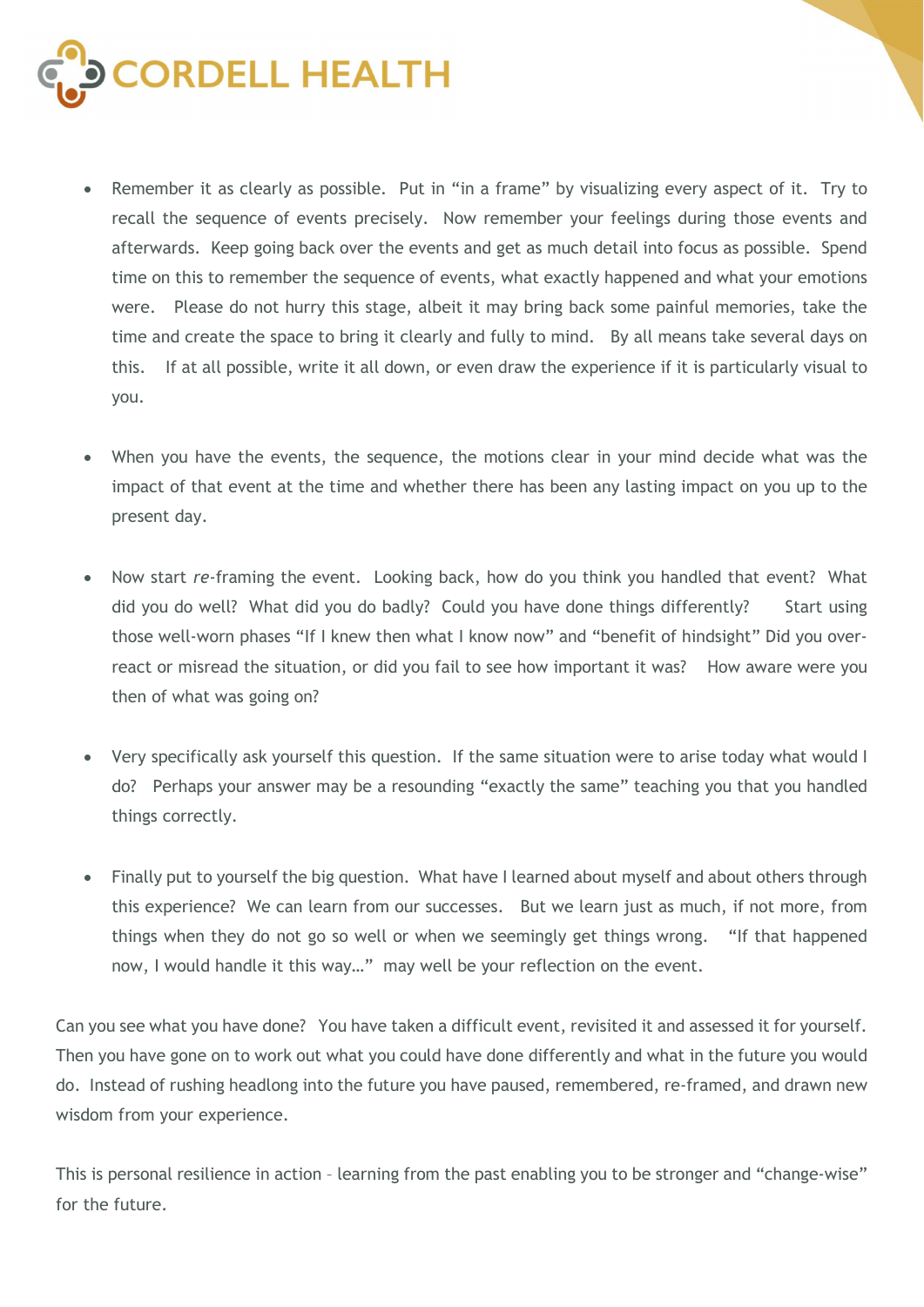- Remember it as clearly as possible. Put in "in a frame" by visualizing every aspect of it. Try to recall the sequence of events precisely. Now remember your feelings during those events and afterwards. Keep going back over the events and get as much detail into focus as possible. Spend time on this to remember the sequence of events, what exactly happened and what your emotions were. Please do not hurry this stage, albeit it may bring back some painful memories, take the time and create the space to bring it clearly and fully to mind. By all means take several days on this. If at all possible, write it all down, or even draw the experience if it is particularly visual to you.

- When you have the events, the sequence, the motions clear in your mind decide what was the impact of that event at the time and whether there has been any lasting impact on you up to the present day.

- Now start *re*-framing the event. Looking back, how do you think you handled that event? What did you do well? What did you do badly? Could you have done things differently? Start using those well-worn phases "If I knew then what I know now" and "benefit of hindsight" Did you over-react or misread the situation, or did you fail to see how important it was? How aware were you then of what was going on?

- Very specifically ask yourself this question. If the same situation were to arise today what would I do? Perhaps your answer may be a resounding "exactly the same" teaching you that you handled things correctly.

- Finally put to yourself the big question. What have I learned about myself and about others through this experience? We can learn from our successes. But we learn just as much, if not more, from things when they do not go so well or when we seemingly get things wrong. "If that happened now, I would handle it this way…" may well be your reflection on the event.

Can you see what you have done? You have taken a difficult event, revisited it and assessed it for yourself. Then you have gone on to work out what you could have done differently and what in the future you would do. Instead of rushing headlong into the future you have paused, remembered, re-framed, and drawn new wisdom from your experience.

This is personal resilience in action – learning from the past enabling you to be stronger and "change-wise" for the future.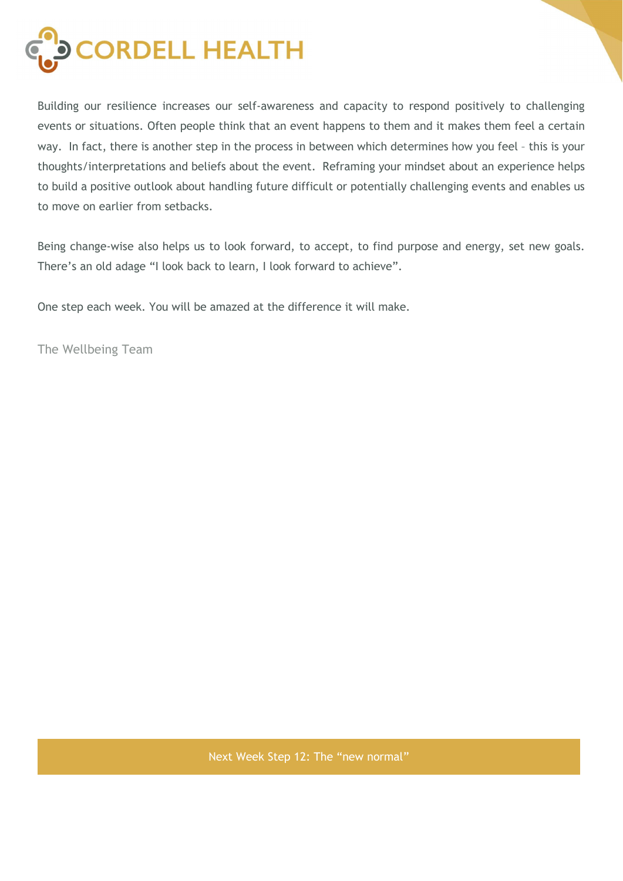Building our resilience increases our self-awareness and capacity to respond positively to challenging events or situations. Often people think that an event happens to them and it makes them feel a certain way. In fact, there is another step in the process in between which determines how you feel – this is your thoughts/interpretations and beliefs about the event. Reframing your mindset about an experience helps to build a positive outlook about handling future difficult or potentially challenging events and enables us to move on earlier from setbacks.

Being change-wise also helps us to look forward, to accept, to find purpose and energy, set new goals. There's an old adage "I look back to learn, I look forward to achieve".

One step each week. You will be amazed at the difference it will make.

The Wellbeing Team

Next Week Step 12: The "new normal"